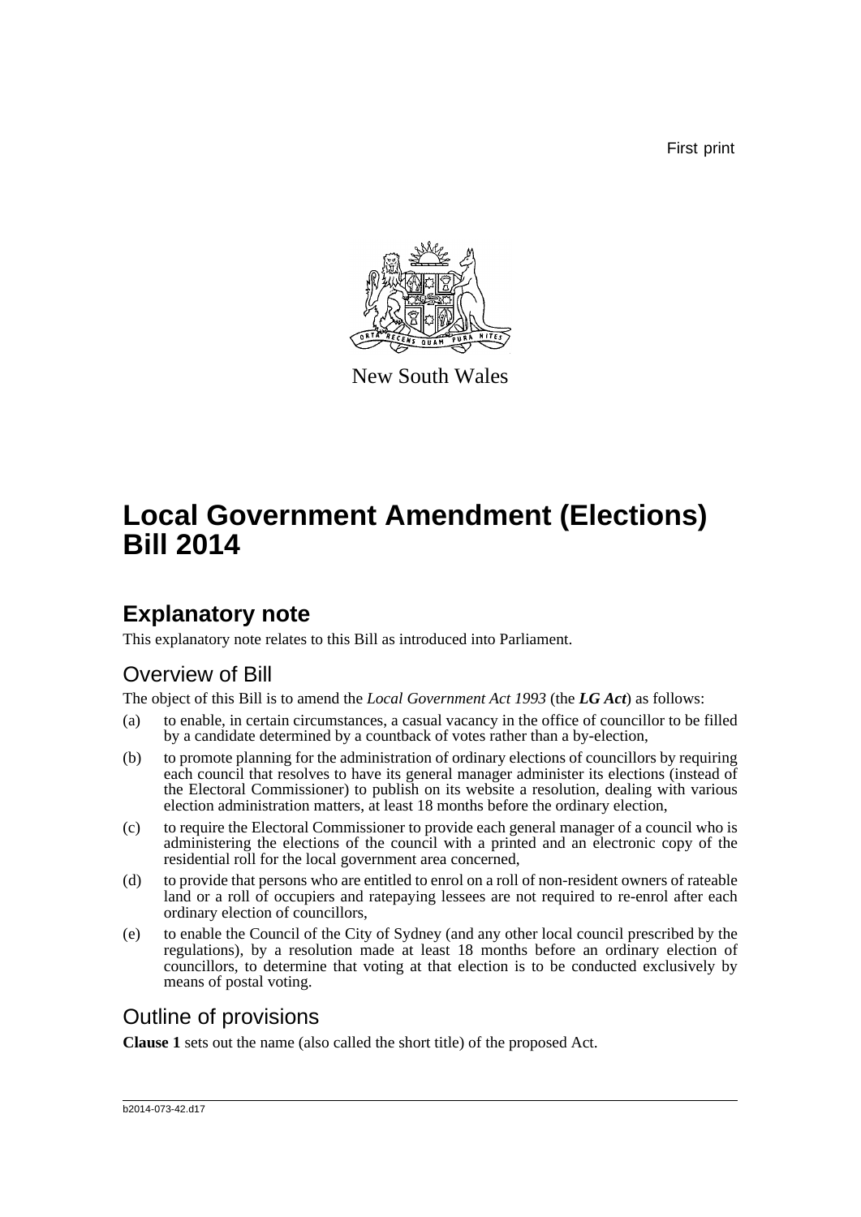First print

New South Wales

# Local Government Amendment (Elections) Bill 2014

## Explanatory note

This explanatory note relates to this Bill as introduced into Parliament.

### Overview of Bill

The object of this Bill is to amend the *Local Government Act 1993* (the ***LG Act***) as follows:

(a) to enable, in certain circumstances, a casual vacancy in the office of councillor to be filled by a candidate determined by a countback of votes rather than a by-election,

(b) to promote planning for the administration of ordinary elections of councillors by requiring each council that resolves to have its general manager administer its elections (instead of the Electoral Commissioner) to publish on its website a resolution, dealing with various election administration matters, at least 18 months before the ordinary election,

(c) to require the Electoral Commissioner to provide each general manager of a council who is administering the elections of the council with a printed and an electronic copy of the residential roll for the local government area concerned,

(d) to provide that persons who are entitled to enrol on a roll of non-resident owners of rateable land or a roll of occupiers and ratepaying lessees are not required to re-enrol after each ordinary election of councillors,

(e) to enable the Council of the City of Sydney (and any other local council prescribed by the regulations), by a resolution made at least 18 months before an ordinary election of councillors, to determine that voting at that election is to be conducted exclusively by means of postal voting.

### Outline of provisions

**Clause 1** sets out the name (also called the short title) of the proposed Act.

b2014-073-42.d17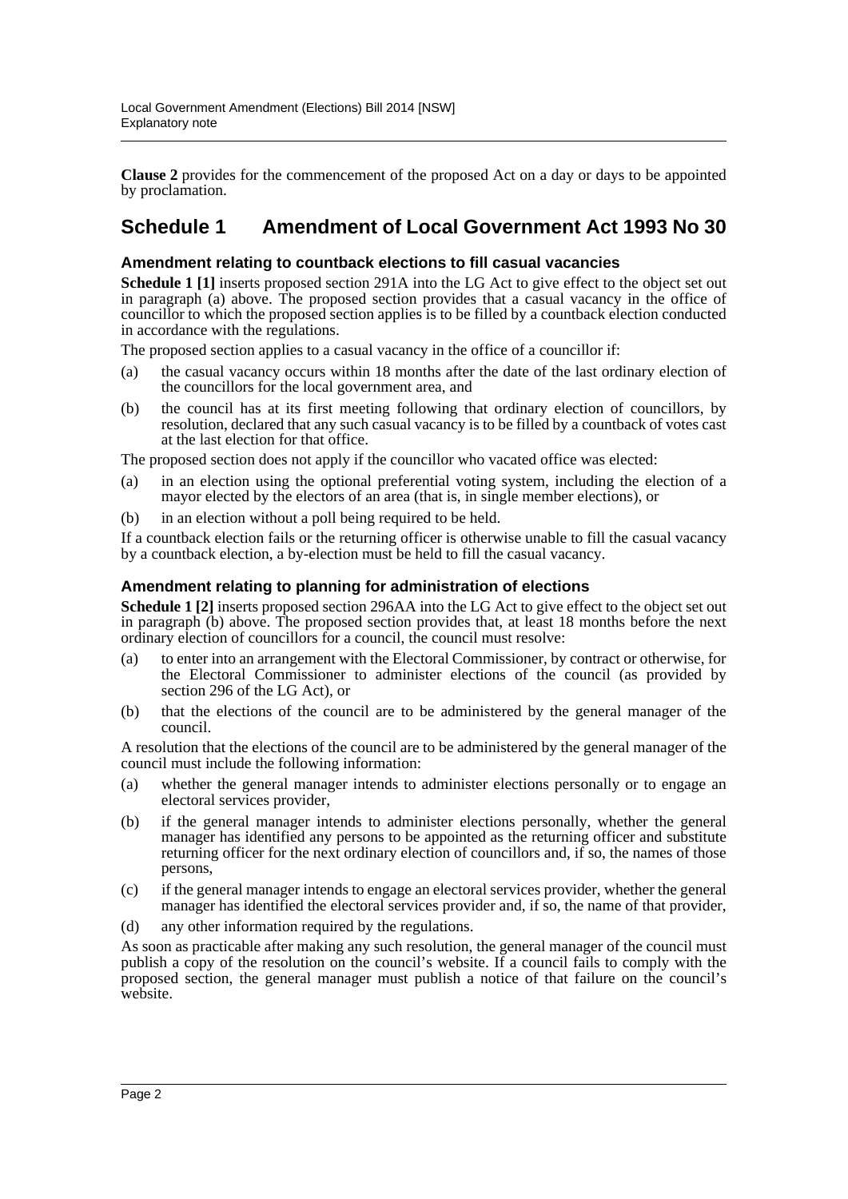**Clause 2** provides for the commencement of the proposed Act on a day or days to be appointed by proclamation.

## Schedule 1 Amendment of Local Government Act 1993 No 30

### Amendment relating to countback elections to fill casual vacancies

**Schedule 1 [1]** inserts proposed section 291A into the LG Act to give effect to the object set out in paragraph (a) above. The proposed section provides that a casual vacancy in the office of councillor to which the proposed section applies is to be filled by a countback election conducted in accordance with the regulations.

The proposed section applies to a casual vacancy in the office of a councillor if:

(a) the casual vacancy occurs within 18 months after the date of the last ordinary election of the councillors for the local government area, and

(b) the council has at its first meeting following that ordinary election of councillors, by resolution, declared that any such casual vacancy is to be filled by a countback of votes cast at the last election for that office.

The proposed section does not apply if the councillor who vacated office was elected:

(a) in an election using the optional preferential voting system, including the election of a mayor elected by the electors of an area (that is, in single member elections), or

(b) in an election without a poll being required to be held.

If a countback election fails or the returning officer is otherwise unable to fill the casual vacancy by a countback election, a by-election must be held to fill the casual vacancy.

### Amendment relating to planning for administration of elections

**Schedule 1 [2]** inserts proposed section 296AA into the LG Act to give effect to the object set out in paragraph (b) above. The proposed section provides that, at least 18 months before the next ordinary election of councillors for a council, the council must resolve:

(a) to enter into an arrangement with the Electoral Commissioner, by contract or otherwise, for the Electoral Commissioner to administer elections of the council (as provided by section 296 of the LG Act), or

(b) that the elections of the council are to be administered by the general manager of the council.

A resolution that the elections of the council are to be administered by the general manager of the council must include the following information:

(a) whether the general manager intends to administer elections personally or to engage an electoral services provider,

(b) if the general manager intends to administer elections personally, whether the general manager has identified any persons to be appointed as the returning officer and substitute returning officer for the next ordinary election of councillors and, if so, the names of those persons,

(c) if the general manager intends to engage an electoral services provider, whether the general manager has identified the electoral services provider and, if so, the name of that provider,

(d) any other information required by the regulations.

As soon as practicable after making any such resolution, the general manager of the council must publish a copy of the resolution on the council's website. If a council fails to comply with the proposed section, the general manager must publish a notice of that failure on the council's website.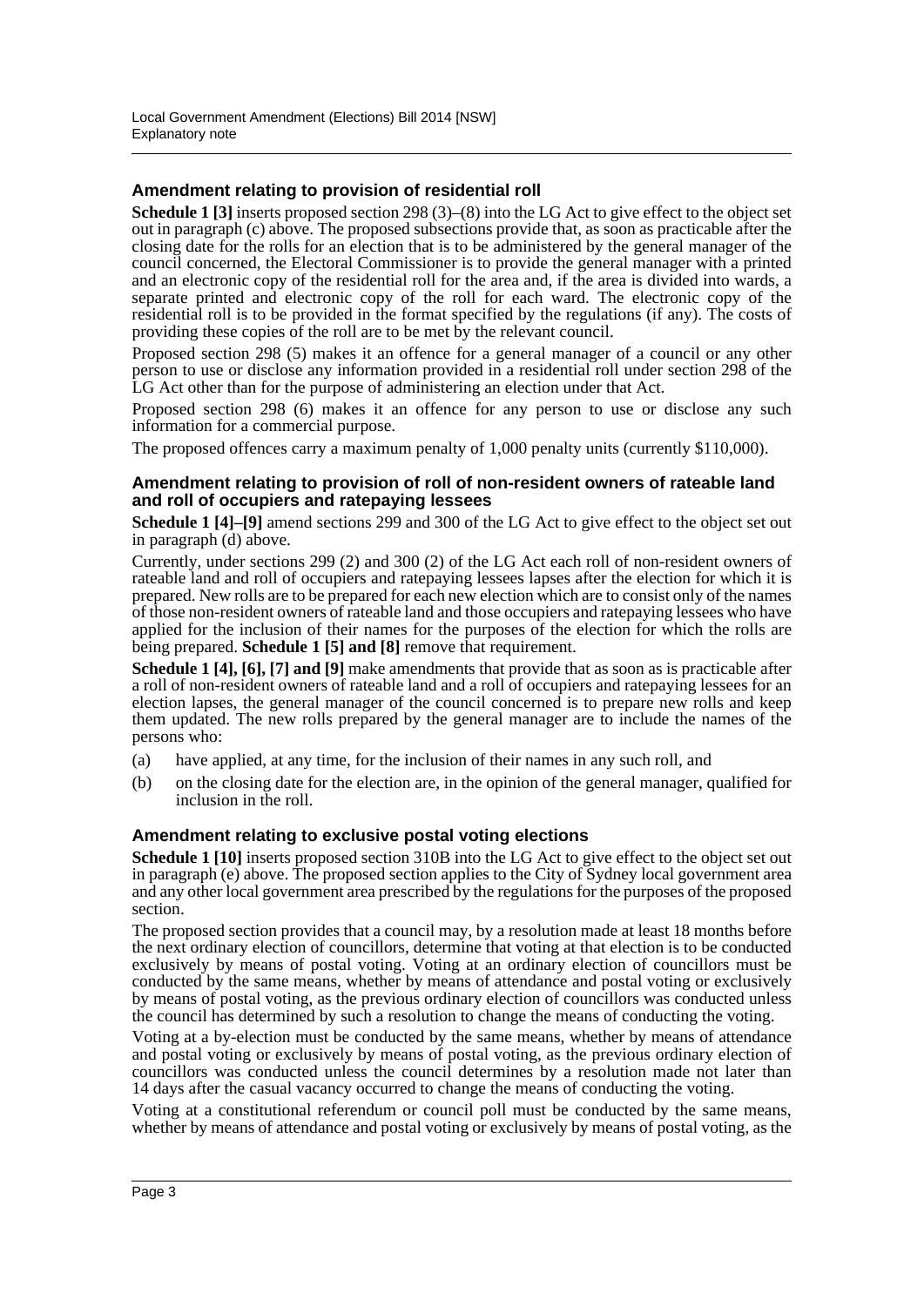## Amendment relating to provision of residential roll

**Schedule 1 [3]** inserts proposed section 298 (3)–(8) into the LG Act to give effect to the object set out in paragraph (c) above. The proposed subsections provide that, as soon as practicable after the closing date for the rolls for an election that is to be administered by the general manager of the council concerned, the Electoral Commissioner is to provide the general manager with a printed and an electronic copy of the residential roll for the area and, if the area is divided into wards, a separate printed and electronic copy of the roll for each ward. The electronic copy of the residential roll is to be provided in the format specified by the regulations (if any). The costs of providing these copies of the roll are to be met by the relevant council.

Proposed section 298 (5) makes it an offence for a general manager of a council or any other person to use or disclose any information provided in a residential roll under section 298 of the LG Act other than for the purpose of administering an election under that Act.

Proposed section 298 (6) makes it an offence for any person to use or disclose any such information for a commercial purpose.

The proposed offences carry a maximum penalty of 1,000 penalty units (currently $110,000).

## Amendment relating to provision of roll of non-resident owners of rateable land and roll of occupiers and ratepaying lessees

**Schedule 1 [4]–[9]** amend sections 299 and 300 of the LG Act to give effect to the object set out in paragraph (d) above.

Currently, under sections 299 (2) and 300 (2) of the LG Act each roll of non-resident owners of rateable land and roll of occupiers and ratepaying lessees lapses after the election for which it is prepared. New rolls are to be prepared for each new election which are to consist only of the names of those non-resident owners of rateable land and those occupiers and ratepaying lessees who have applied for the inclusion of their names for the purposes of the election for which the rolls are being prepared. **Schedule 1 [5] and [8]** remove that requirement.

**Schedule 1 [4], [6], [7] and [9]** make amendments that provide that as soon as is practicable after a roll of non-resident owners of rateable land and a roll of occupiers and ratepaying lessees for an election lapses, the general manager of the council concerned is to prepare new rolls and keep them updated. The new rolls prepared by the general manager are to include the names of the persons who:

(a) have applied, at any time, for the inclusion of their names in any such roll, and

(b) on the closing date for the election are, in the opinion of the general manager, qualified for inclusion in the roll.

## Amendment relating to exclusive postal voting elections

**Schedule 1 [10]** inserts proposed section 310B into the LG Act to give effect to the object set out in paragraph (e) above. The proposed section applies to the City of Sydney local government area and any other local government area prescribed by the regulations for the purposes of the proposed section.

The proposed section provides that a council may, by a resolution made at least 18 months before the next ordinary election of councillors, determine that voting at that election is to be conducted exclusively by means of postal voting. Voting at an ordinary election of councillors must be conducted by the same means, whether by means of attendance and postal voting or exclusively by means of postal voting, as the previous ordinary election of councillors was conducted unless the council has determined by such a resolution to change the means of conducting the voting.

Voting at a by-election must be conducted by the same means, whether by means of attendance and postal voting or exclusively by means of postal voting, as the previous ordinary election of councillors was conducted unless the council determines by a resolution made not later than 14 days after the casual vacancy occurred to change the means of conducting the voting.

Voting at a constitutional referendum or council poll must be conducted by the same means, whether by means of attendance and postal voting or exclusively by means of postal voting, as the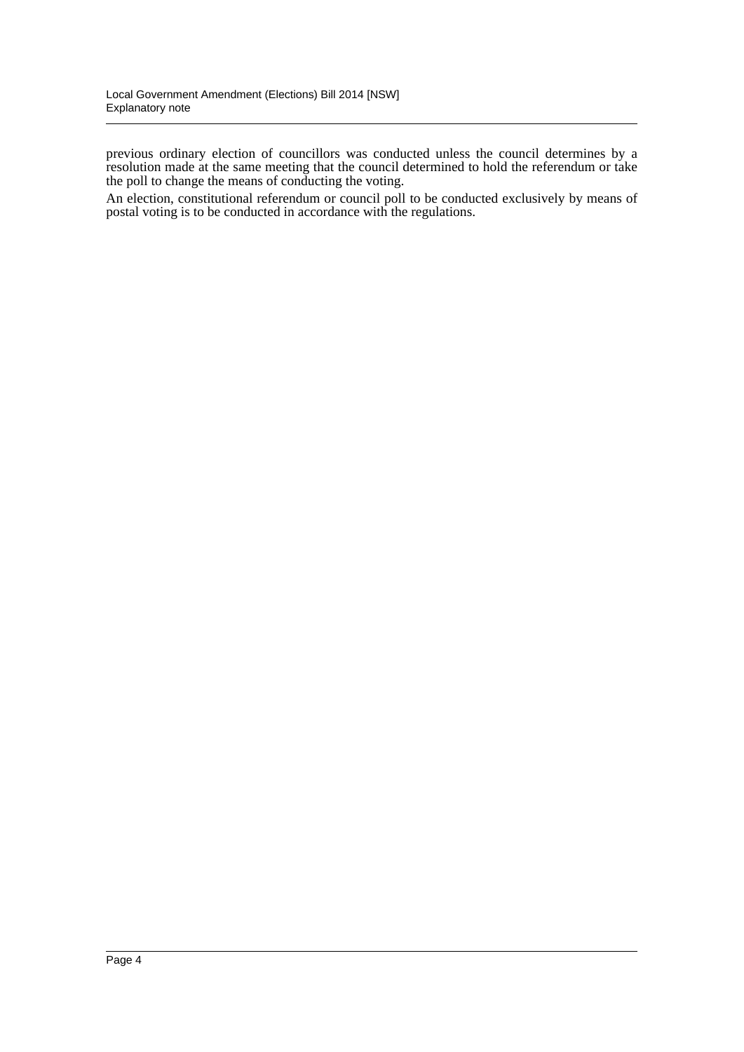previous ordinary election of councillors was conducted unless the council determines by a resolution made at the same meeting that the council determined to hold the referendum or take the poll to change the means of conducting the voting.

An election, constitutional referendum or council poll to be conducted exclusively by means of postal voting is to be conducted in accordance with the regulations.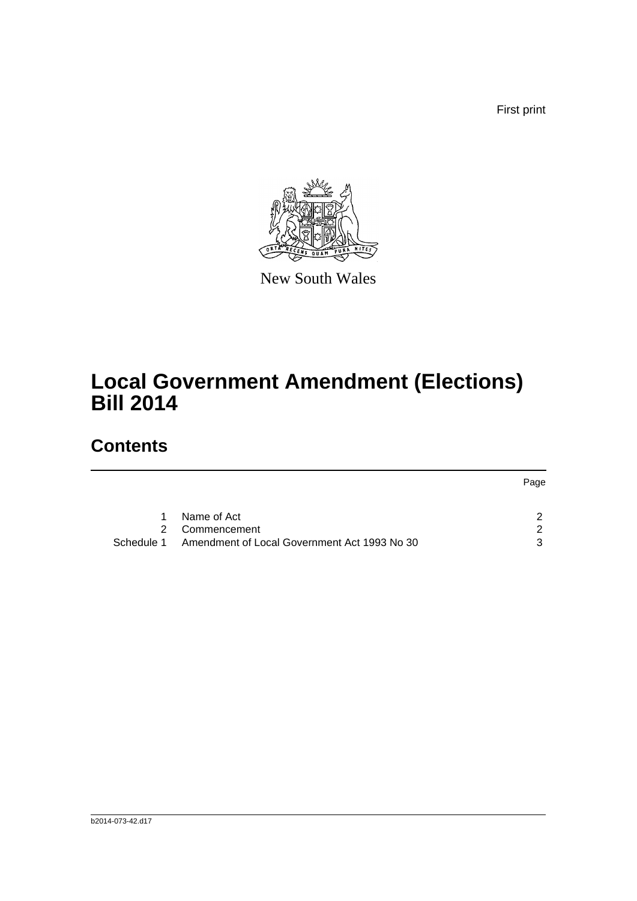First print

New South Wales

# Local Government Amendment (Elections) Bill 2014

## Contents

| | | Page |
|---|---|---|
| 1 | Name of Act | 2 |
| 2 | Commencement | 2 |
| Schedule 1 | Amendment of Local Government Act 1993 No 30 | 3 |

b2014-073-42.d17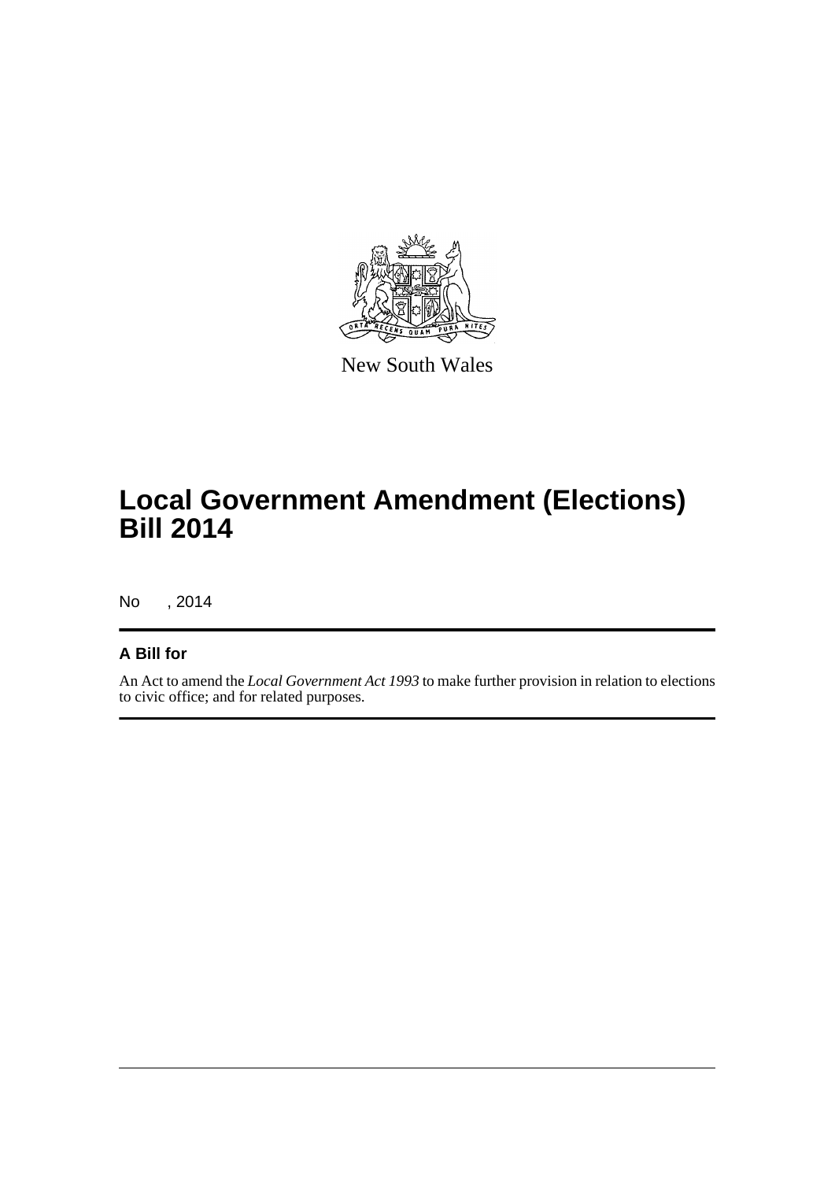New South Wales

# Local Government Amendment (Elections) Bill 2014

No , 2014

## A Bill for

An Act to amend the *Local Government Act 1993* to make further provision in relation to elections to civic office; and for related purposes.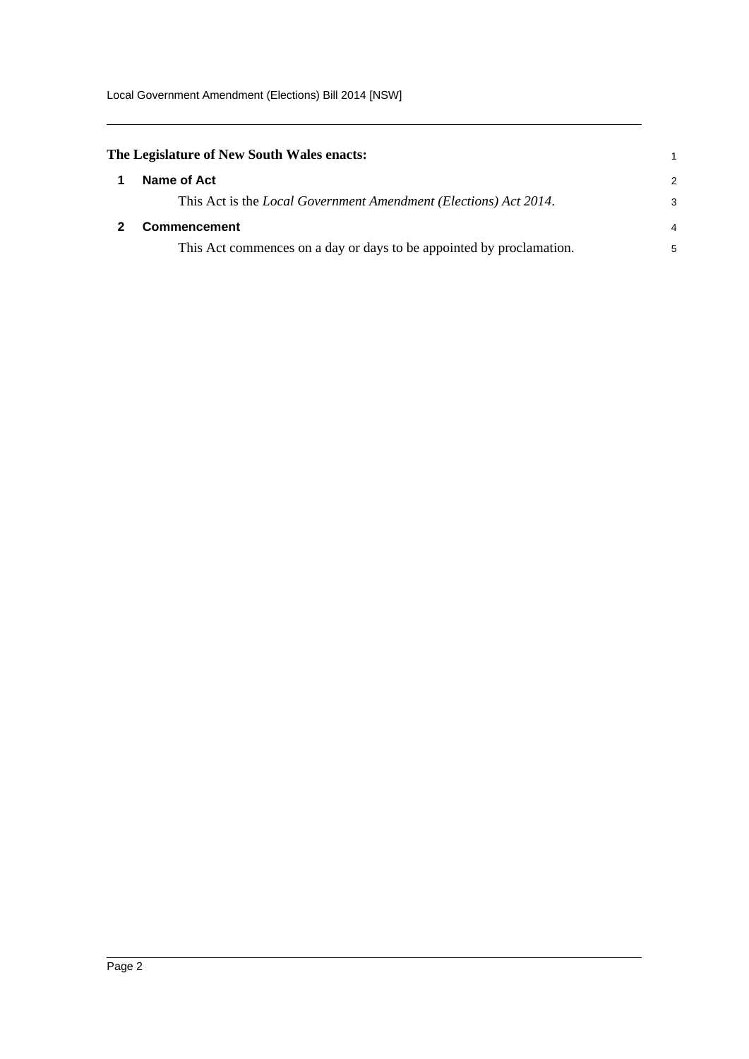**The Legislature of New South Wales enacts:**

## 1 Name of Act

This Act is the *Local Government Amendment (Elections) Act 2014*.

## 2 Commencement

This Act commences on a day or days to be appointed by proclamation.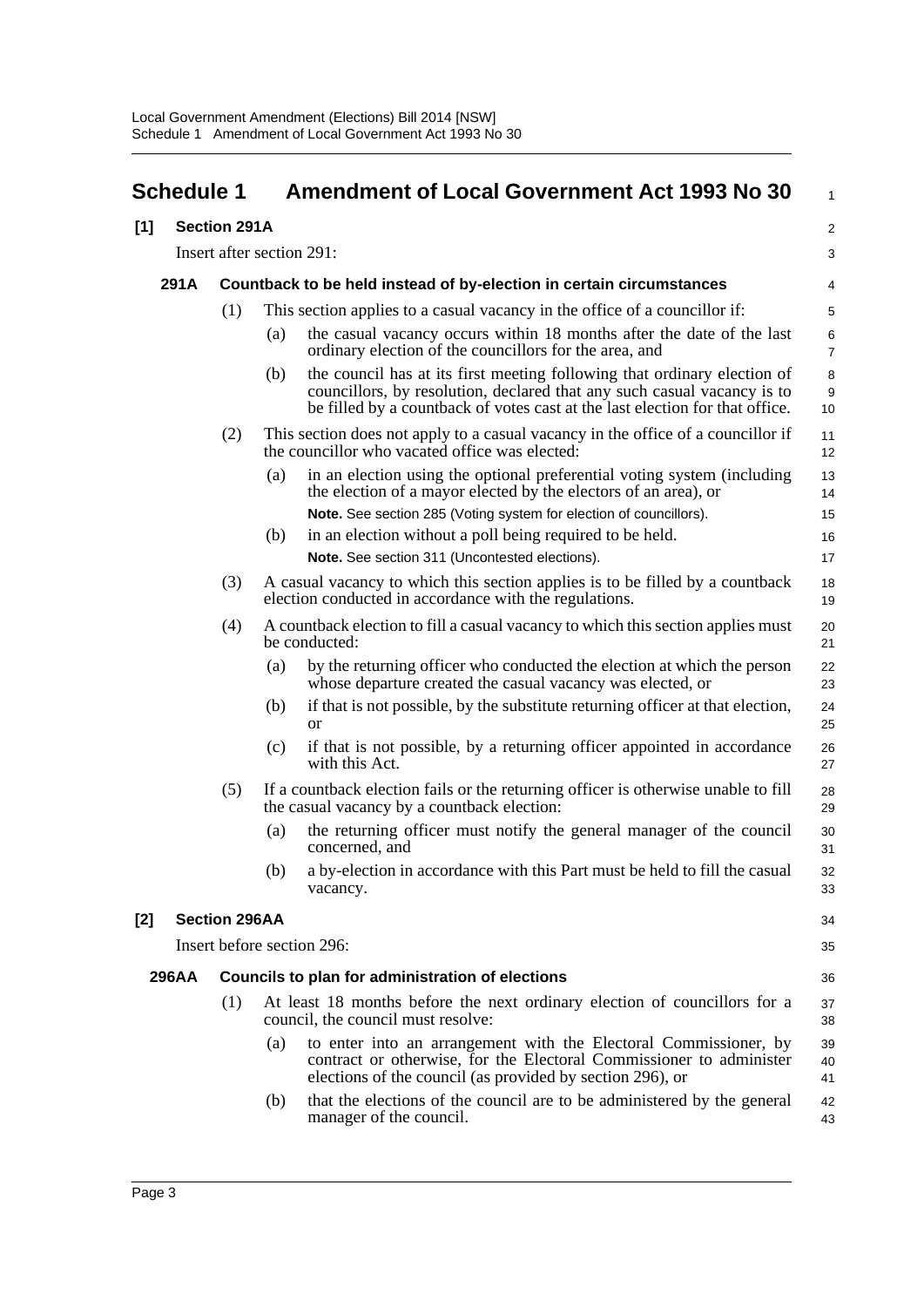# Schedule 1 Amendment of Local Government Act 1993 No 30

## [1] Section 291A

Insert after section 291:

### 291A Countback to be held instead of by-election in certain circumstances

(1) This section applies to a casual vacancy in the office of a councillor if:

(a) the casual vacancy occurs within 18 months after the date of the last ordinary election of the councillors for the area, and

(b) the council has at its first meeting following that ordinary election of councillors, by resolution, declared that any such casual vacancy is to be filled by a countback of votes cast at the last election for that office.

(2) This section does not apply to a casual vacancy in the office of a councillor if the councillor who vacated office was elected:

(a) in an election using the optional preferential voting system (including the election of a mayor elected by the electors of an area), or

**Note.** See section 285 (Voting system for election of councillors).

(b) in an election without a poll being required to be held.

**Note.** See section 311 (Uncontested elections).

(3) A casual vacancy to which this section applies is to be filled by a countback election conducted in accordance with the regulations.

(4) A countback election to fill a casual vacancy to which this section applies must be conducted:

(a) by the returning officer who conducted the election at which the person whose departure created the casual vacancy was elected, or

(b) if that is not possible, by the substitute returning officer at that election, or

(c) if that is not possible, by a returning officer appointed in accordance with this Act.

(5) If a countback election fails or the returning officer is otherwise unable to fill the casual vacancy by a countback election:

(a) the returning officer must notify the general manager of the council concerned, and

(b) a by-election in accordance with this Part must be held to fill the casual vacancy.

## [2] Section 296AA

Insert before section 296:

### 296AA Councils to plan for administration of elections

(1) At least 18 months before the next ordinary election of councillors for a council, the council must resolve:

(a) to enter into an arrangement with the Electoral Commissioner, by contract or otherwise, for the Electoral Commissioner to administer elections of the council (as provided by section 296), or

(b) that the elections of the council are to be administered by the general manager of the council.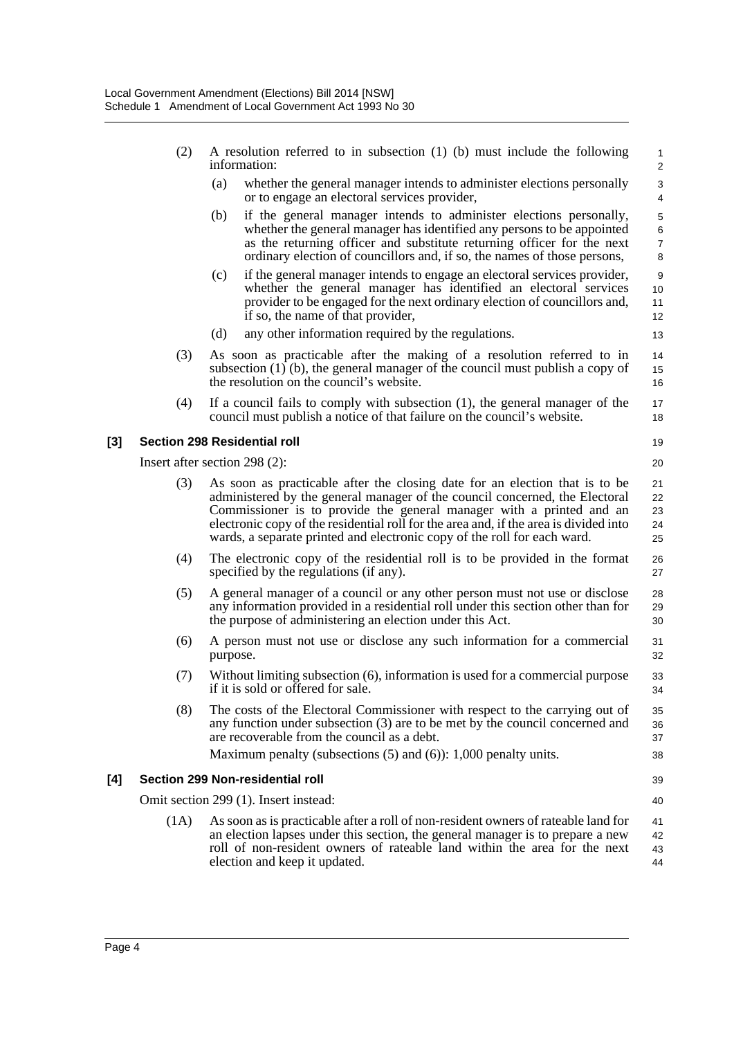(2) A resolution referred to in subsection (1) (b) must include the following information:

(a) whether the general manager intends to administer elections personally or to engage an electoral services provider,

(b) if the general manager intends to administer elections personally, whether the general manager has identified any persons to be appointed as the returning officer and substitute returning officer for the next ordinary election of councillors and, if so, the names of those persons,

(c) if the general manager intends to engage an electoral services provider, whether the general manager has identified an electoral services provider to be engaged for the next ordinary election of councillors and, if so, the name of that provider,

(d) any other information required by the regulations.

(3) As soon as practicable after the making of a resolution referred to in subsection (1) (b), the general manager of the council must publish a copy of the resolution on the council's website.

(4) If a council fails to comply with subsection (1), the general manager of the council must publish a notice of that failure on the council's website.

**[3] Section 298 Residential roll**

Insert after section 298 (2):

(3) As soon as practicable after the closing date for an election that is to be administered by the general manager of the council concerned, the Electoral Commissioner is to provide the general manager with a printed and an electronic copy of the residential roll for the area and, if the area is divided into wards, a separate printed and electronic copy of the roll for each ward.

(4) The electronic copy of the residential roll is to be provided in the format specified by the regulations (if any).

(5) A general manager of a council or any other person must not use or disclose any information provided in a residential roll under this section other than for the purpose of administering an election under this Act.

(6) A person must not use or disclose any such information for a commercial purpose.

(7) Without limiting subsection (6), information is used for a commercial purpose if it is sold or offered for sale.

(8) The costs of the Electoral Commissioner with respect to the carrying out of any function under subsection (3) are to be met by the council concerned and are recoverable from the council as a debt.

Maximum penalty (subsections (5) and (6)): 1,000 penalty units.

**[4] Section 299 Non-residential roll**

Omit section 299 (1). Insert instead:

(1A) As soon as is practicable after a roll of non-resident owners of rateable land for an election lapses under this section, the general manager is to prepare a new roll of non-resident owners of rateable land within the area for the next election and keep it updated.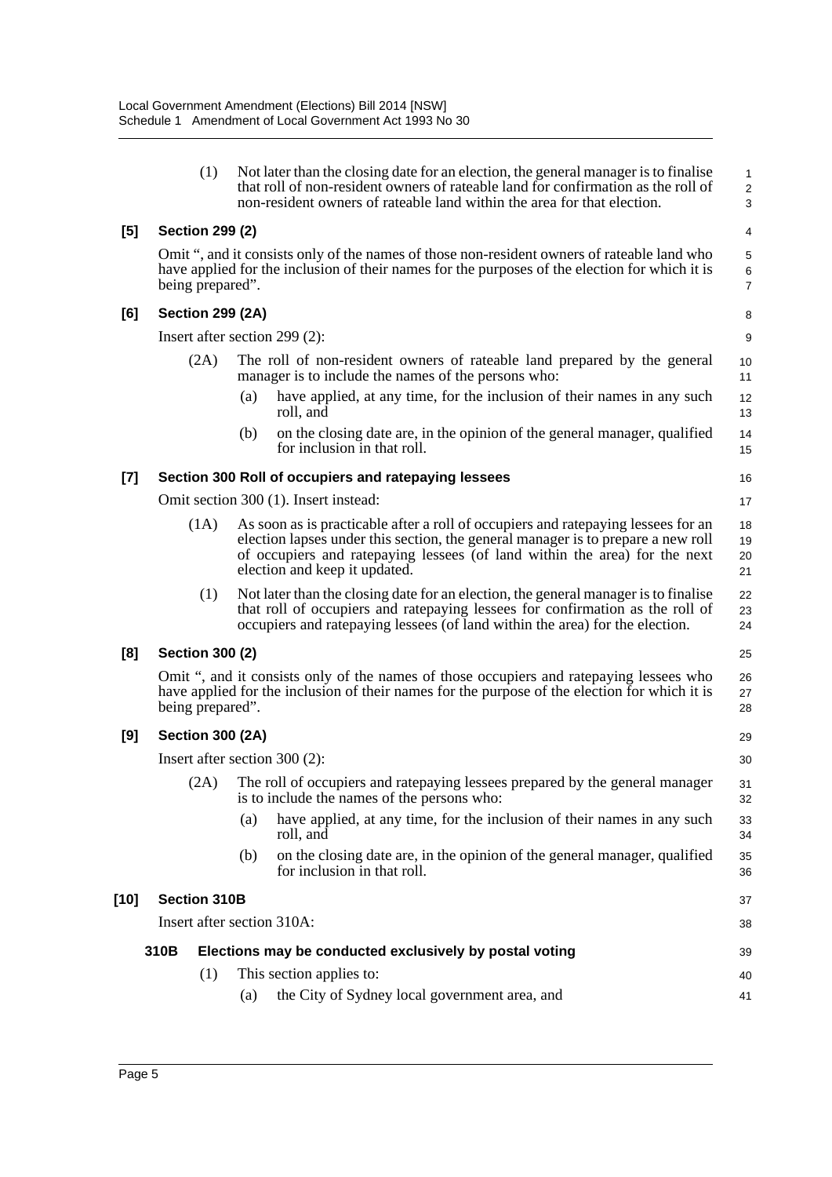(1) Not later than the closing date for an election, the general manager is to finalise that roll of non-resident owners of rateable land for confirmation as the roll of non-resident owners of rateable land within the area for that election.

**[5] Section 299 (2)**

Omit ", and it consists only of the names of those non-resident owners of rateable land who have applied for the inclusion of their names for the purposes of the election for which it is being prepared".

**[6] Section 299 (2A)**

Insert after section 299 (2):

(2A) The roll of non-resident owners of rateable land prepared by the general manager is to include the names of the persons who:

(a) have applied, at any time, for the inclusion of their names in any such roll, and

(b) on the closing date are, in the opinion of the general manager, qualified for inclusion in that roll.

**[7] Section 300 Roll of occupiers and ratepaying lessees**

Omit section 300 (1). Insert instead:

(1A) As soon as is practicable after a roll of occupiers and ratepaying lessees for an election lapses under this section, the general manager is to prepare a new roll of occupiers and ratepaying lessees (of land within the area) for the next election and keep it updated.

(1) Not later than the closing date for an election, the general manager is to finalise that roll of occupiers and ratepaying lessees for confirmation as the roll of occupiers and ratepaying lessees (of land within the area) for the election.

**[8] Section 300 (2)**

Omit ", and it consists only of the names of those occupiers and ratepaying lessees who have applied for the inclusion of their names for the purpose of the election for which it is being prepared".

**[9] Section 300 (2A)**

Insert after section 300 (2):

(2A) The roll of occupiers and ratepaying lessees prepared by the general manager is to include the names of the persons who:

(a) have applied, at any time, for the inclusion of their names in any such roll, and

(b) on the closing date are, in the opinion of the general manager, qualified for inclusion in that roll.

**[10] Section 310B**

Insert after section 310A:

**310B Elections may be conducted exclusively by postal voting**

(1) This section applies to:

(a) the City of Sydney local government area, and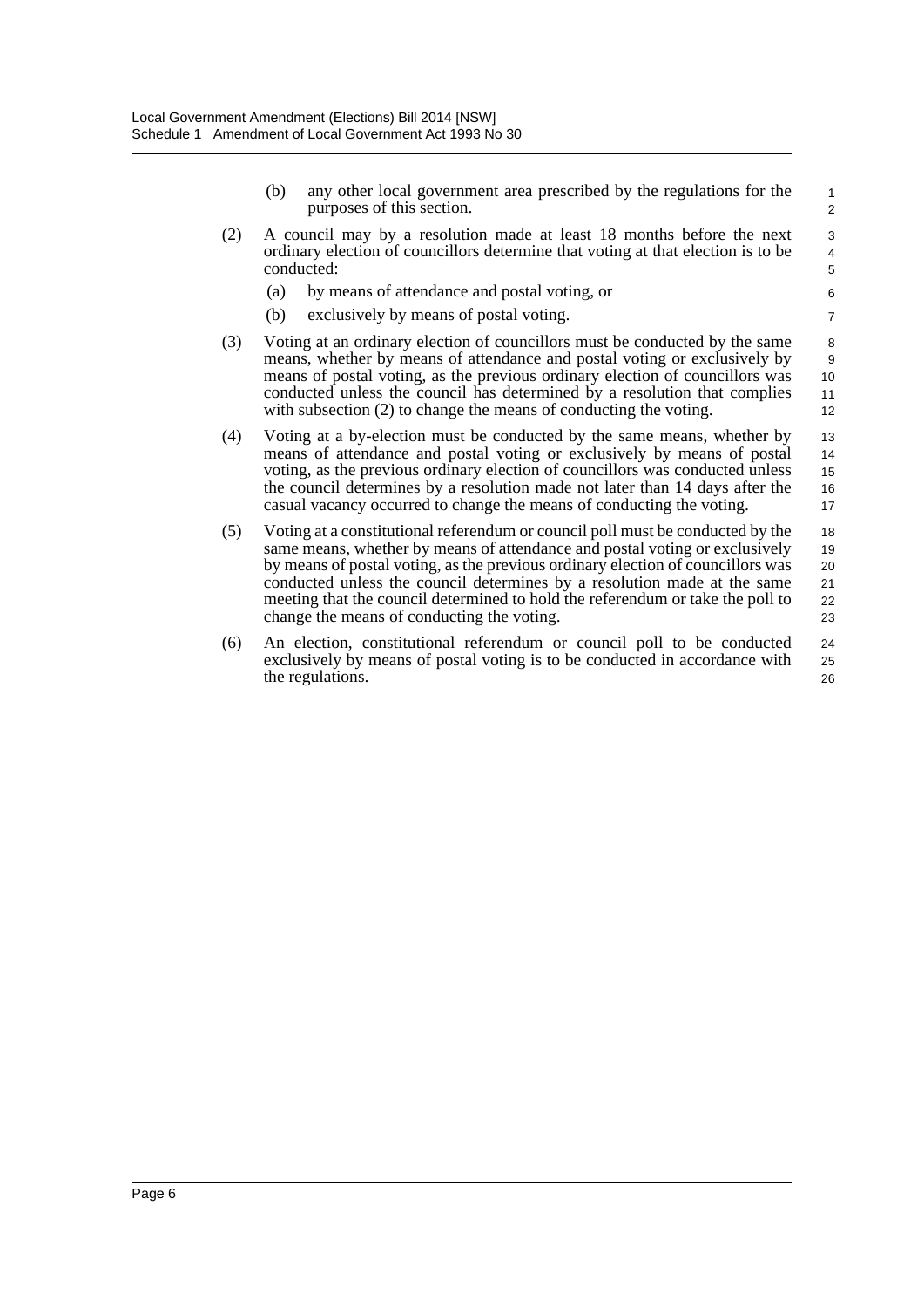(b) any other local government area prescribed by the regulations for the purposes of this section.

(2) A council may by a resolution made at least 18 months before the next ordinary election of councillors determine that voting at that election is to be conducted:

(a) by means of attendance and postal voting, or

(b) exclusively by means of postal voting.

(3) Voting at an ordinary election of councillors must be conducted by the same means, whether by means of attendance and postal voting or exclusively by means of postal voting, as the previous ordinary election of councillors was conducted unless the council has determined by a resolution that complies with subsection (2) to change the means of conducting the voting.

(4) Voting at a by-election must be conducted by the same means, whether by means of attendance and postal voting or exclusively by means of postal voting, as the previous ordinary election of councillors was conducted unless the council determines by a resolution made not later than 14 days after the casual vacancy occurred to change the means of conducting the voting.

(5) Voting at a constitutional referendum or council poll must be conducted by the same means, whether by means of attendance and postal voting or exclusively by means of postal voting, as the previous ordinary election of councillors was conducted unless the council determines by a resolution made at the same meeting that the council determined to hold the referendum or take the poll to change the means of conducting the voting.

(6) An election, constitutional referendum or council poll to be conducted exclusively by means of postal voting is to be conducted in accordance with the regulations.